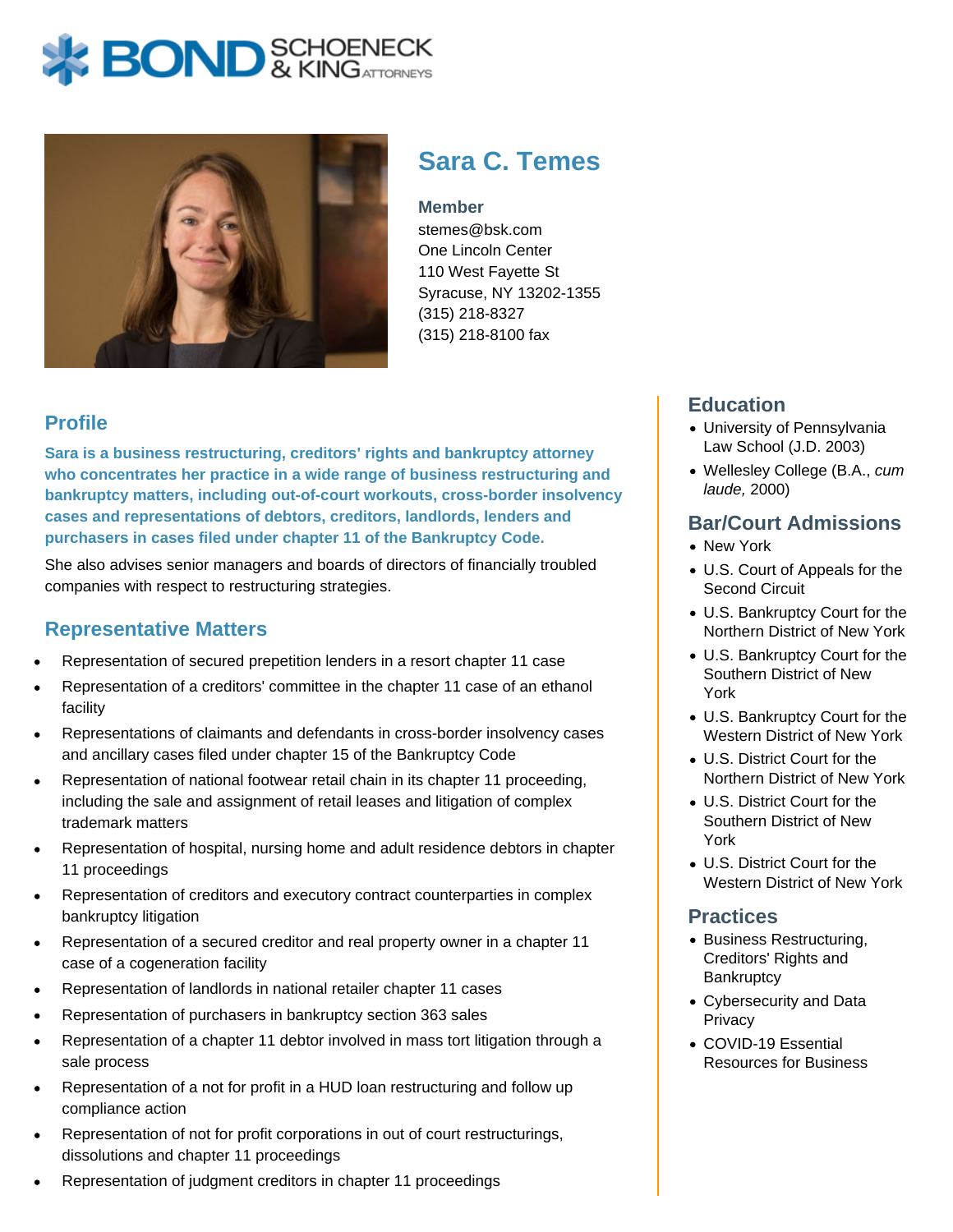# Sara C. Temes

**Member**
stemes@bsk.com
One Lincoln Center
110 West Fayette St
Syracuse, NY 13202-1355
(315) 218-8327
(315) 218-8100 fax

## Profile

**Sara is a business restructuring, creditors' rights and bankruptcy attorney who concentrates her practice in a wide range of business restructuring and bankruptcy matters, including out-of-court workouts, cross-border insolvency cases and representations of debtors, creditors, landlords, lenders and purchasers in cases filed under chapter 11 of the Bankruptcy Code.**

She also advises senior managers and boards of directors of financially troubled companies with respect to restructuring strategies.

## Representative Matters

- Representation of secured prepetition lenders in a resort chapter 11 case
- Representation of a creditors' committee in the chapter 11 case of an ethanol facility
- Representations of claimants and defendants in cross-border insolvency cases and ancillary cases filed under chapter 15 of the Bankruptcy Code
- Representation of national footwear retail chain in its chapter 11 proceeding, including the sale and assignment of retail leases and litigation of complex trademark matters
- Representation of hospital, nursing home and adult residence debtors in chapter 11 proceedings
- Representation of creditors and executory contract counterparties in complex bankruptcy litigation
- Representation of a secured creditor and real property owner in a chapter 11 case of a cogeneration facility
- Representation of landlords in national retailer chapter 11 cases
- Representation of purchasers in bankruptcy section 363 sales
- Representation of a chapter 11 debtor involved in mass tort litigation through a sale process
- Representation of a not for profit in a HUD loan restructuring and follow up compliance action
- Representation of not for profit corporations in out of court restructurings, dissolutions and chapter 11 proceedings
- Representation of judgment creditors in chapter 11 proceedings

## Education

- University of Pennsylvania Law School (J.D. 2003)
- Wellesley College (B.A., *cum laude,* 2000)

## Bar/Court Admissions

- New York
- U.S. Court of Appeals for the Second Circuit
- U.S. Bankruptcy Court for the Northern District of New York
- U.S. Bankruptcy Court for the Southern District of New York
- U.S. Bankruptcy Court for the Western District of New York
- U.S. District Court for the Northern District of New York
- U.S. District Court for the Southern District of New York
- U.S. District Court for the Western District of New York

## Practices

- Business Restructuring, Creditors' Rights and Bankruptcy
- Cybersecurity and Data Privacy
- COVID-19 Essential Resources for Business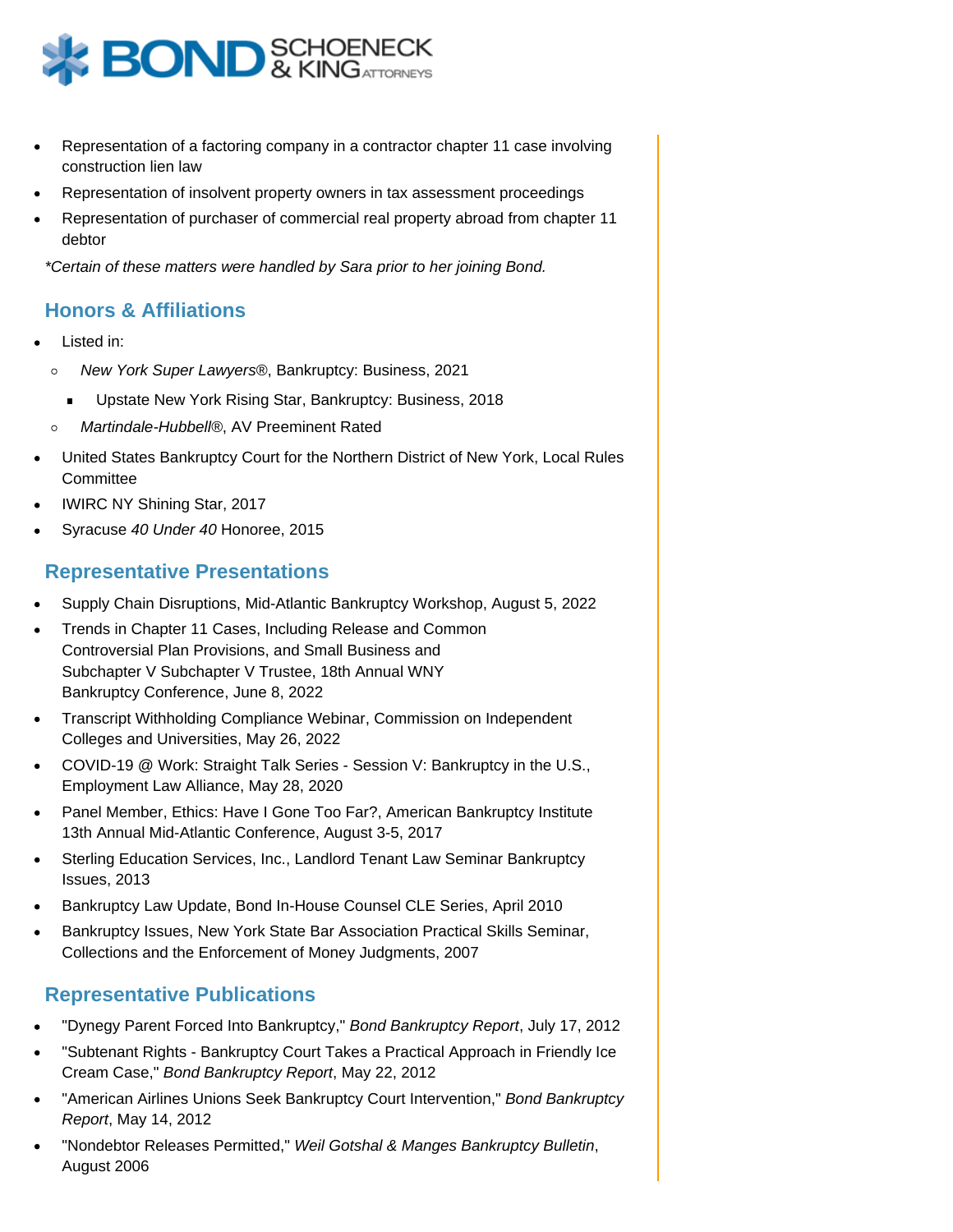- Representation of a factoring company in a contractor chapter 11 case involving construction lien law
- Representation of insolvent property owners in tax assessment proceedings
- Representation of purchaser of commercial real property abroad from chapter 11 debtor

*\*Certain of these matters were handled by Sara prior to her joining Bond.*

## Honors & Affiliations

- Listed in:
  - *New York Super Lawyers*®, Bankruptcy: Business, 2021
    - Upstate New York Rising Star, Bankruptcy: Business, 2018
  - *Martindale-Hubbell*®, AV Preeminent Rated
- United States Bankruptcy Court for the Northern District of New York, Local Rules Committee
- IWIRC NY Shining Star, 2017
- Syracuse *40 Under 40* Honoree, 2015

## Representative Presentations

- Supply Chain Disruptions, Mid-Atlantic Bankruptcy Workshop, August 5, 2022
- Trends in Chapter 11 Cases, Including Release and Common Controversial Plan Provisions, and Small Business and Subchapter V Subchapter V Trustee, 18th Annual WNY Bankruptcy Conference, June 8, 2022
- Transcript Withholding Compliance Webinar, Commission on Independent Colleges and Universities, May 26, 2022
- COVID-19 @ Work: Straight Talk Series - Session V: Bankruptcy in the U.S., Employment Law Alliance, May 28, 2020
- Panel Member, Ethics: Have I Gone Too Far?, American Bankruptcy Institute 13th Annual Mid-Atlantic Conference, August 3-5, 2017
- Sterling Education Services, Inc., Landlord Tenant Law Seminar Bankruptcy Issues, 2013
- Bankruptcy Law Update, Bond In-House Counsel CLE Series, April 2010
- Bankruptcy Issues, New York State Bar Association Practical Skills Seminar, Collections and the Enforcement of Money Judgments, 2007

## Representative Publications

- "Dynegy Parent Forced Into Bankruptcy," *Bond Bankruptcy Report*, July 17, 2012
- "Subtenant Rights - Bankruptcy Court Takes a Practical Approach in Friendly Ice Cream Case," *Bond Bankruptcy Report*, May 22, 2012
- "American Airlines Unions Seek Bankruptcy Court Intervention," *Bond Bankruptcy Report*, May 14, 2012
- "Nondebtor Releases Permitted," *Weil Gotshal & Manges Bankruptcy Bulletin*, August 2006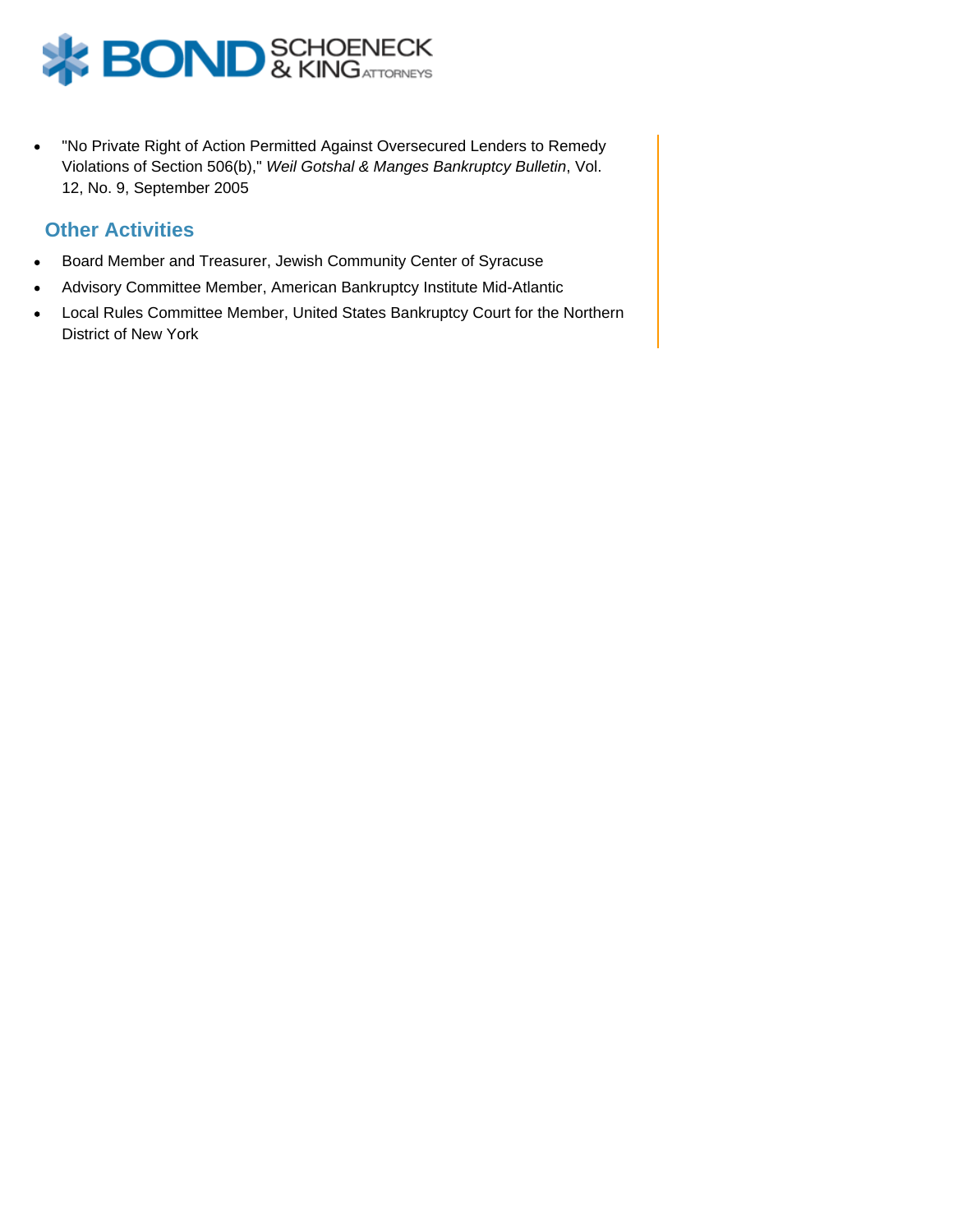- "No Private Right of Action Permitted Against Oversecured Lenders to Remedy Violations of Section 506(b)," *Weil Gotshal & Manges Bankruptcy Bulletin*, Vol. 12, No. 9, September 2005

## Other Activities

- Board Member and Treasurer, Jewish Community Center of Syracuse
- Advisory Committee Member, American Bankruptcy Institute Mid-Atlantic
- Local Rules Committee Member, United States Bankruptcy Court for the Northern District of New York